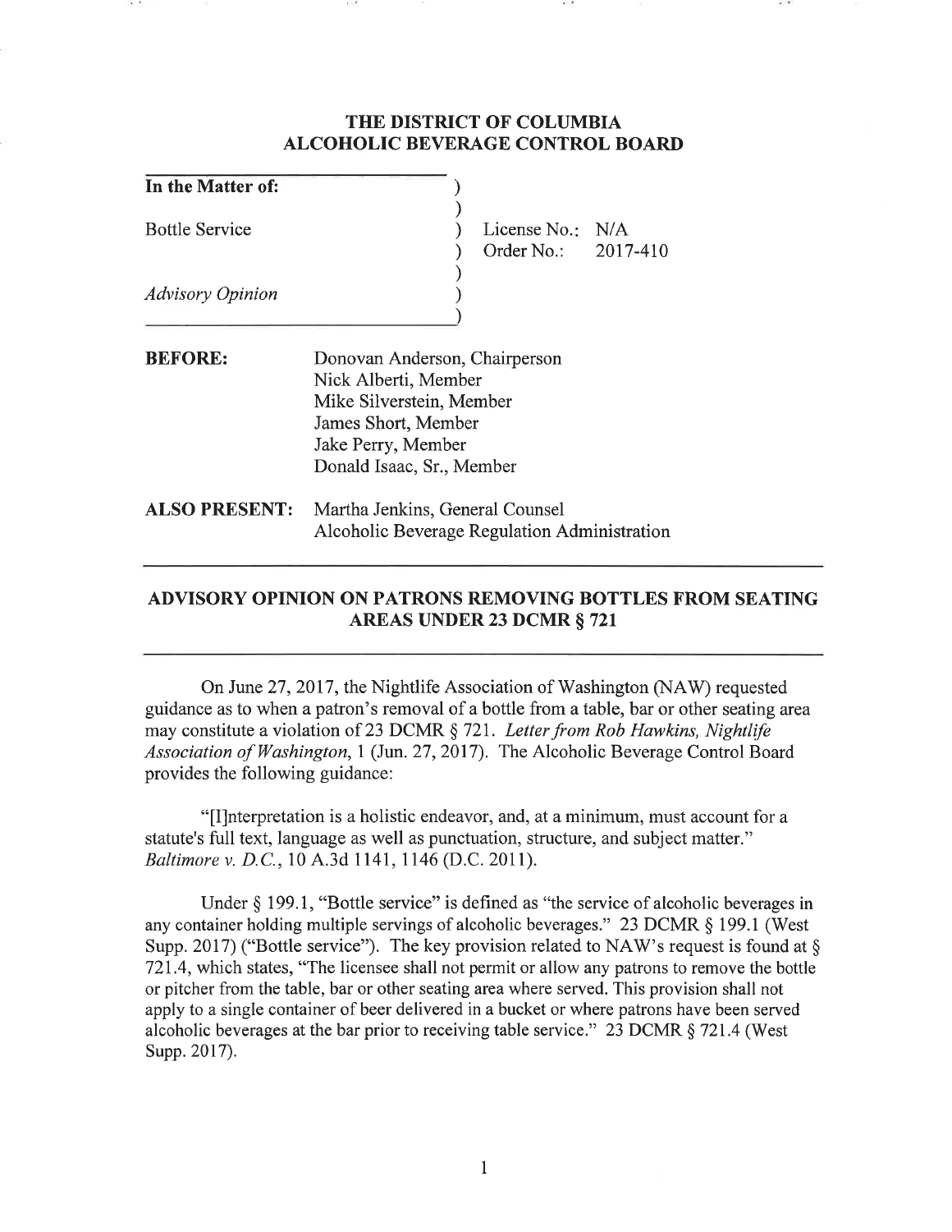# THE DISTRICT OF COLUMBIA
# ALCOHOLIC BEVERAGE CONTROL BOARD

| | | |
|---|---|---|
| **In the Matter of:** | ) | |
| | ) | |
| Bottle Service | ) | License No.: N/A |
| | ) | Order No.: 2017-410 |
| | ) | |
| *Advisory Opinion* | ) | |
| | ) | |

**BEFORE:** Donovan Anderson, Chairperson
Nick Alberti, Member
Mike Silverstein, Member
James Short, Member
Jake Perry, Member
Donald Isaac, Sr., Member

**ALSO PRESENT:** Martha Jenkins, General Counsel
Alcoholic Beverage Regulation Administration

---

## ADVISORY OPINION ON PATRONS REMOVING BOTTLES FROM SEATING AREAS UNDER 23 DCMR § 721

---

On June 27, 2017, the Nightlife Association of Washington (NAW) requested guidance as to when a patron's removal of a bottle from a table, bar or other seating area may constitute a violation of 23 DCMR § 721. *Letter from Rob Hawkins, Nightlife Association of Washington*, 1 (Jun. 27, 2017). The Alcoholic Beverage Control Board provides the following guidance:

"[I]nterpretation is a holistic endeavor, and, at a minimum, must account for a statute's full text, language as well as punctuation, structure, and subject matter." *Baltimore v. D.C.*, 10 A.3d 1141, 1146 (D.C. 2011).

Under § 199.1, "Bottle service" is defined as "the service of alcoholic beverages in any container holding multiple servings of alcoholic beverages." 23 DCMR § 199.1 (West Supp. 2017) ("Bottle service"). The key provision related to NAW's request is found at § 721.4, which states, "The licensee shall not permit or allow any patrons to remove the bottle or pitcher from the table, bar or other seating area where served. This provision shall not apply to a single container of beer delivered in a bucket or where patrons have been served alcoholic beverages at the bar prior to receiving table service." 23 DCMR § 721.4 (West Supp. 2017).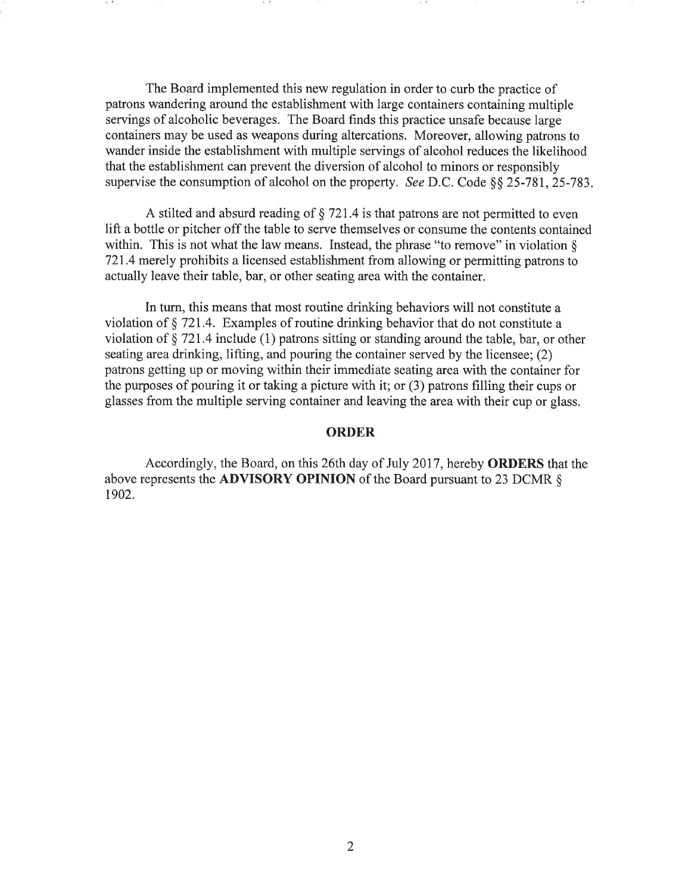The Board implemented this new regulation in order to curb the practice of patrons wandering around the establishment with large containers containing multiple servings of alcoholic beverages. The Board finds this practice unsafe because large containers may be used as weapons during altercations. Moreover, allowing patrons to wander inside the establishment with multiple servings of alcohol reduces the likelihood that the establishment can prevent the diversion of alcohol to minors or responsibly supervise the consumption of alcohol on the property. *See* D.C. Code §§ 25-781, 25-783.

A stilted and absurd reading of § 721.4 is that patrons are not permitted to even lift a bottle or pitcher off the table to serve themselves or consume the contents contained within. This is not what the law means. Instead, the phrase "to remove" in violation § 721.4 merely prohibits a licensed establishment from allowing or permitting patrons to actually leave their table, bar, or other seating area with the container.

In turn, this means that most routine drinking behaviors will not constitute a violation of § 721.4. Examples of routine drinking behavior that do not constitute a violation of § 721.4 include (1) patrons sitting or standing around the table, bar, or other seating area drinking, lifting, and pouring the container served by the licensee; (2) patrons getting up or moving within their immediate seating area with the container for the purposes of pouring it or taking a picture with it; or (3) patrons filling their cups or glasses from the multiple serving container and leaving the area with their cup or glass.

## ORDER

Accordingly, the Board, on this 26th day of July 2017, hereby **ORDERS** that the above represents the **ADVISORY OPINION** of the Board pursuant to 23 DCMR § 1902.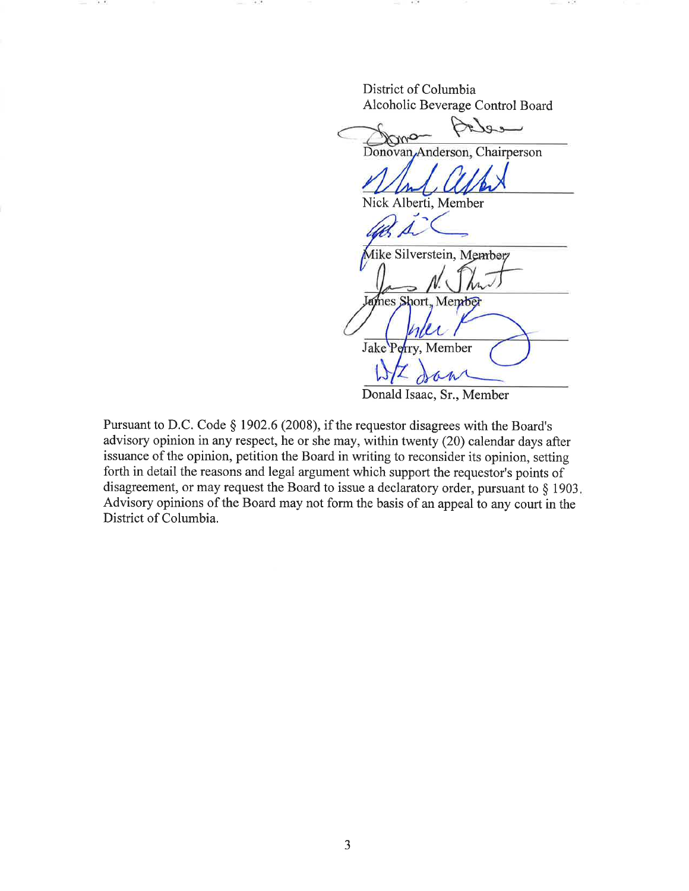District of Columbia
Alcoholic Beverage Control Board

Donovan Anderson, Chairperson

Nick Alberti, Member

Mike Silverstein, Member

James Short, Member

Jake Perry, Member

Donald Isaac, Sr., Member

Pursuant to D.C. Code § 1902.6 (2008), if the requestor disagrees with the Board's advisory opinion in any respect, he or she may, within twenty (20) calendar days after issuance of the opinion, petition the Board in writing to reconsider its opinion, setting forth in detail the reasons and legal argument which support the requestor's points of disagreement, or may request the Board to issue a declaratory order, pursuant to § 1903. Advisory opinions of the Board may not form the basis of an appeal to any court in the District of Columbia.